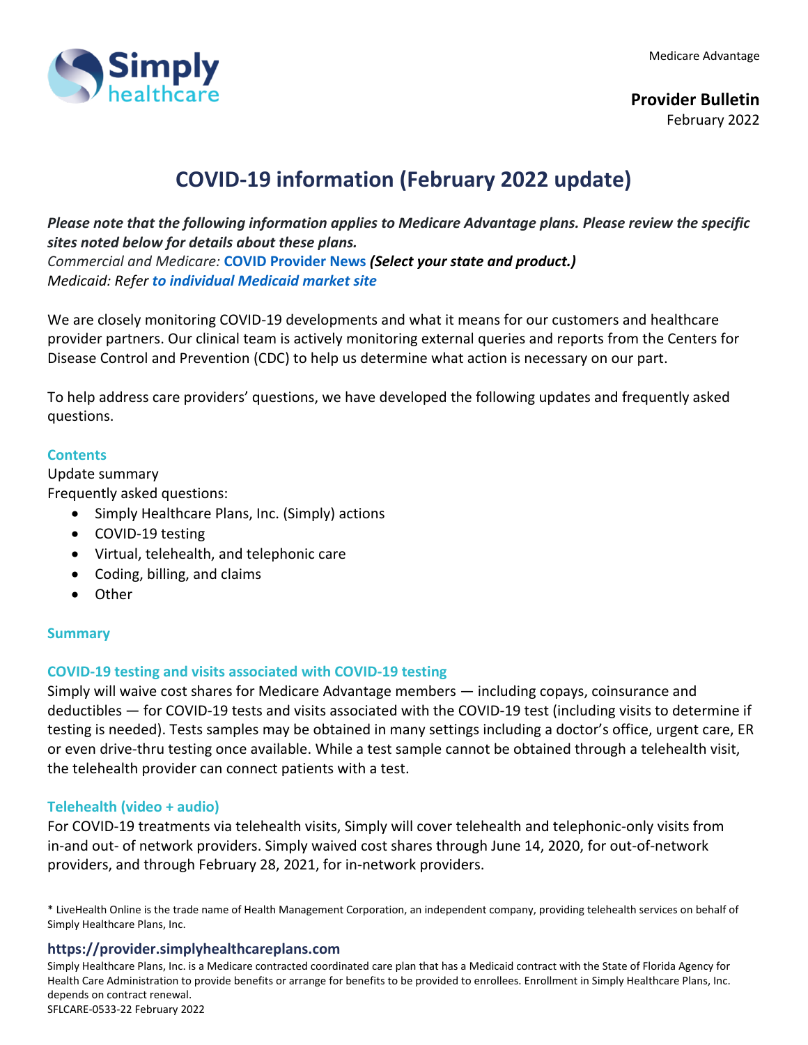Medicare Advantage

**Provider Bulletin**
February 2022

# COVID-19 information (February 2022 update)

***Please note that the following information applies to Medicare Advantage plans. Please review the specific sites noted below for details about these plans.***
*Commercial and Medicare:* **COVID Provider News** ***(Select your state and product.)***
*Medicaid: Refer* ***to individual Medicaid market site***

We are closely monitoring COVID-19 developments and what it means for our customers and healthcare provider partners. Our clinical team is actively monitoring external queries and reports from the Centers for Disease Control and Prevention (CDC) to help us determine what action is necessary on our part.

To help address care providers' questions, we have developed the following updates and frequently asked questions.

## Contents

Update summary
Frequently asked questions:

- Simply Healthcare Plans, Inc. (Simply) actions
- COVID-19 testing
- Virtual, telehealth, and telephonic care
- Coding, billing, and claims
- Other

## Summary

### COVID-19 testing and visits associated with COVID-19 testing

Simply will waive cost shares for Medicare Advantage members — including copays, coinsurance and deductibles — for COVID-19 tests and visits associated with the COVID-19 test (including visits to determine if testing is needed). Tests samples may be obtained in many settings including a doctor's office, urgent care, ER or even drive-thru testing once available. While a test sample cannot be obtained through a telehealth visit, the telehealth provider can connect patients with a test.

### Telehealth (video + audio)

For COVID-19 treatments via telehealth visits, Simply will cover telehealth and telephonic-only visits from in-and out- of network providers. Simply waived cost shares through June 14, 2020, for out-of-network providers, and through February 28, 2021, for in-network providers.

* LiveHealth Online is the trade name of Health Management Corporation, an independent company, providing telehealth services on behalf of Simply Healthcare Plans, Inc.

**https://provider.simplyhealthcareplans.com**
Simply Healthcare Plans, Inc. is a Medicare contracted coordinated care plan that has a Medicaid contract with the State of Florida Agency for Health Care Administration to provide benefits or arrange for benefits to be provided to enrollees. Enrollment in Simply Healthcare Plans, Inc. depends on contract renewal.
SFLCARE-0533-22 February 2022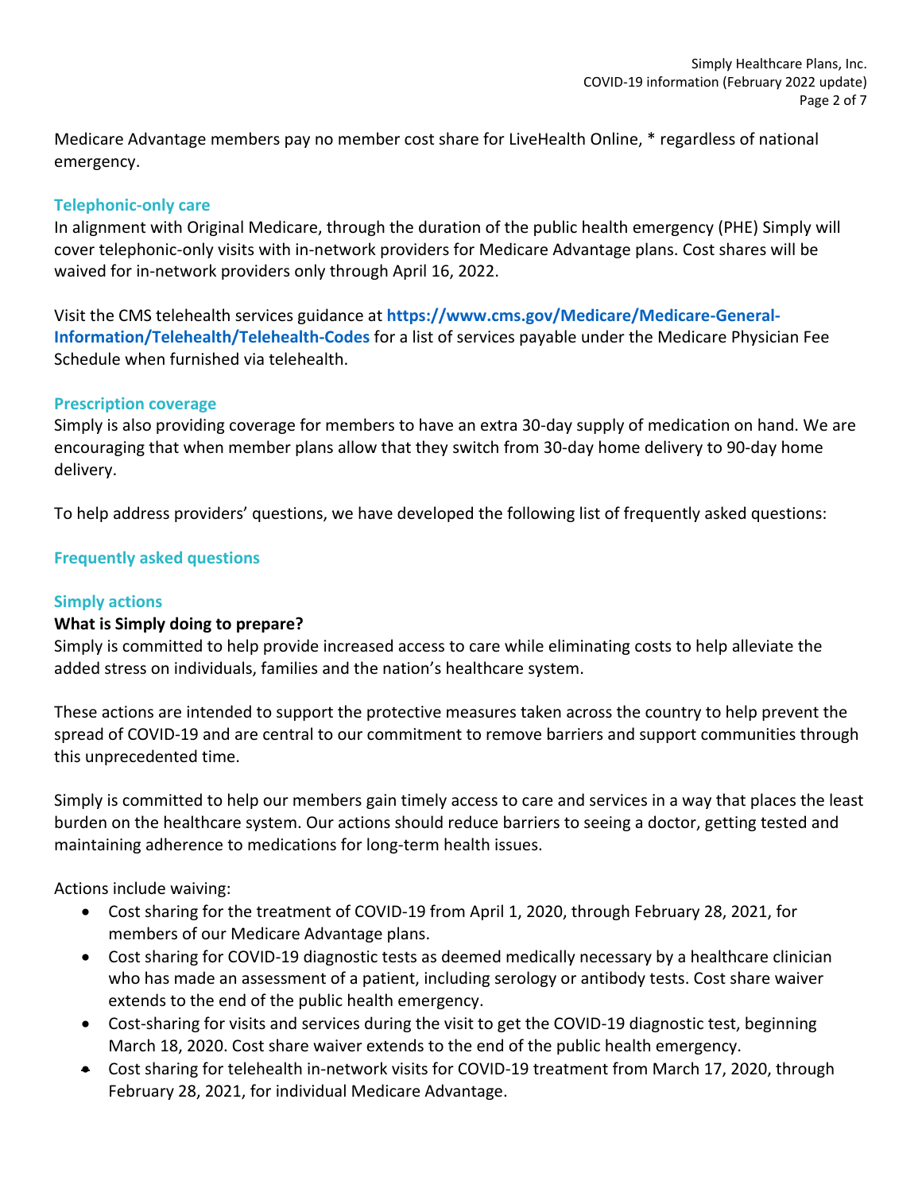Medicare Advantage members pay no member cost share for LiveHealth Online, * regardless of national emergency.

### Telephonic-only care

In alignment with Original Medicare, through the duration of the public health emergency (PHE) Simply will cover telephonic-only visits with in-network providers for Medicare Advantage plans. Cost shares will be waived for in-network providers only through April 16, 2022.

Visit the CMS telehealth services guidance at **https://www.cms.gov/Medicare/Medicare-General-Information/Telehealth/Telehealth-Codes** for a list of services payable under the Medicare Physician Fee Schedule when furnished via telehealth.

### Prescription coverage

Simply is also providing coverage for members to have an extra 30-day supply of medication on hand. We are encouraging that when member plans allow that they switch from 30-day home delivery to 90-day home delivery.

To help address providers' questions, we have developed the following list of frequently asked questions:

## Frequently asked questions

### Simply actions

**What is Simply doing to prepare?**

Simply is committed to help provide increased access to care while eliminating costs to help alleviate the added stress on individuals, families and the nation's healthcare system.

These actions are intended to support the protective measures taken across the country to help prevent the spread of COVID-19 and are central to our commitment to remove barriers and support communities through this unprecedented time.

Simply is committed to help our members gain timely access to care and services in a way that places the least burden on the healthcare system. Our actions should reduce barriers to seeing a doctor, getting tested and maintaining adherence to medications for long-term health issues.

Actions include waiving:

- Cost sharing for the treatment of COVID-19 from April 1, 2020, through February 28, 2021, for members of our Medicare Advantage plans.
- Cost sharing for COVID-19 diagnostic tests as deemed medically necessary by a healthcare clinician who has made an assessment of a patient, including serology or antibody tests. Cost share waiver extends to the end of the public health emergency.
- Cost-sharing for visits and services during the visit to get the COVID-19 diagnostic test, beginning March 18, 2020. Cost share waiver extends to the end of the public health emergency.
- Cost sharing for telehealth in-network visits for COVID-19 treatment from March 17, 2020, through February 28, 2021, for individual Medicare Advantage.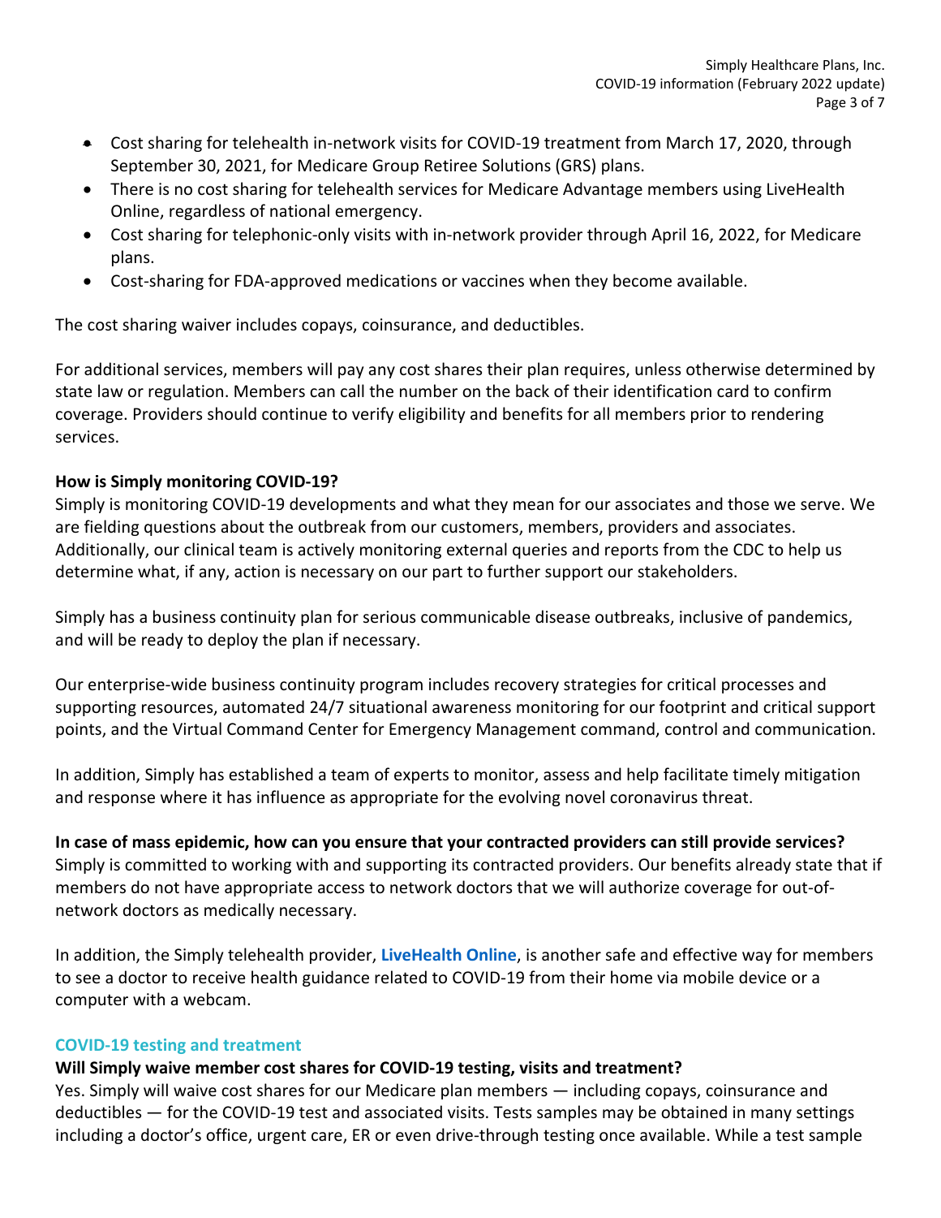- Cost sharing for telehealth in-network visits for COVID-19 treatment from March 17, 2020, through September 30, 2021, for Medicare Group Retiree Solutions (GRS) plans.
- There is no cost sharing for telehealth services for Medicare Advantage members using LiveHealth Online, regardless of national emergency.
- Cost sharing for telephonic-only visits with in-network provider through April 16, 2022, for Medicare plans.
- Cost-sharing for FDA-approved medications or vaccines when they become available.

The cost sharing waiver includes copays, coinsurance, and deductibles.

For additional services, members will pay any cost shares their plan requires, unless otherwise determined by state law or regulation. Members can call the number on the back of their identification card to confirm coverage. Providers should continue to verify eligibility and benefits for all members prior to rendering services.

**How is Simply monitoring COVID-19?**

Simply is monitoring COVID-19 developments and what they mean for our associates and those we serve. We are fielding questions about the outbreak from our customers, members, providers and associates. Additionally, our clinical team is actively monitoring external queries and reports from the CDC to help us determine what, if any, action is necessary on our part to further support our stakeholders.

Simply has a business continuity plan for serious communicable disease outbreaks, inclusive of pandemics, and will be ready to deploy the plan if necessary.

Our enterprise-wide business continuity program includes recovery strategies for critical processes and supporting resources, automated 24/7 situational awareness monitoring for our footprint and critical support points, and the Virtual Command Center for Emergency Management command, control and communication.

In addition, Simply has established a team of experts to monitor, assess and help facilitate timely mitigation and response where it has influence as appropriate for the evolving novel coronavirus threat.

**In case of mass epidemic, how can you ensure that your contracted providers can still provide services?**

Simply is committed to working with and supporting its contracted providers. Our benefits already state that if members do not have appropriate access to network doctors that we will authorize coverage for out-of-network doctors as medically necessary.

In addition, the Simply telehealth provider, **LiveHealth Online**, is another safe and effective way for members to see a doctor to receive health guidance related to COVID-19 from their home via mobile device or a computer with a webcam.

## COVID-19 testing and treatment

**Will Simply waive member cost shares for COVID-19 testing, visits and treatment?**

Yes. Simply will waive cost shares for our Medicare plan members — including copays, coinsurance and deductibles — for the COVID-19 test and associated visits. Tests samples may be obtained in many settings including a doctor's office, urgent care, ER or even drive-through testing once available. While a test sample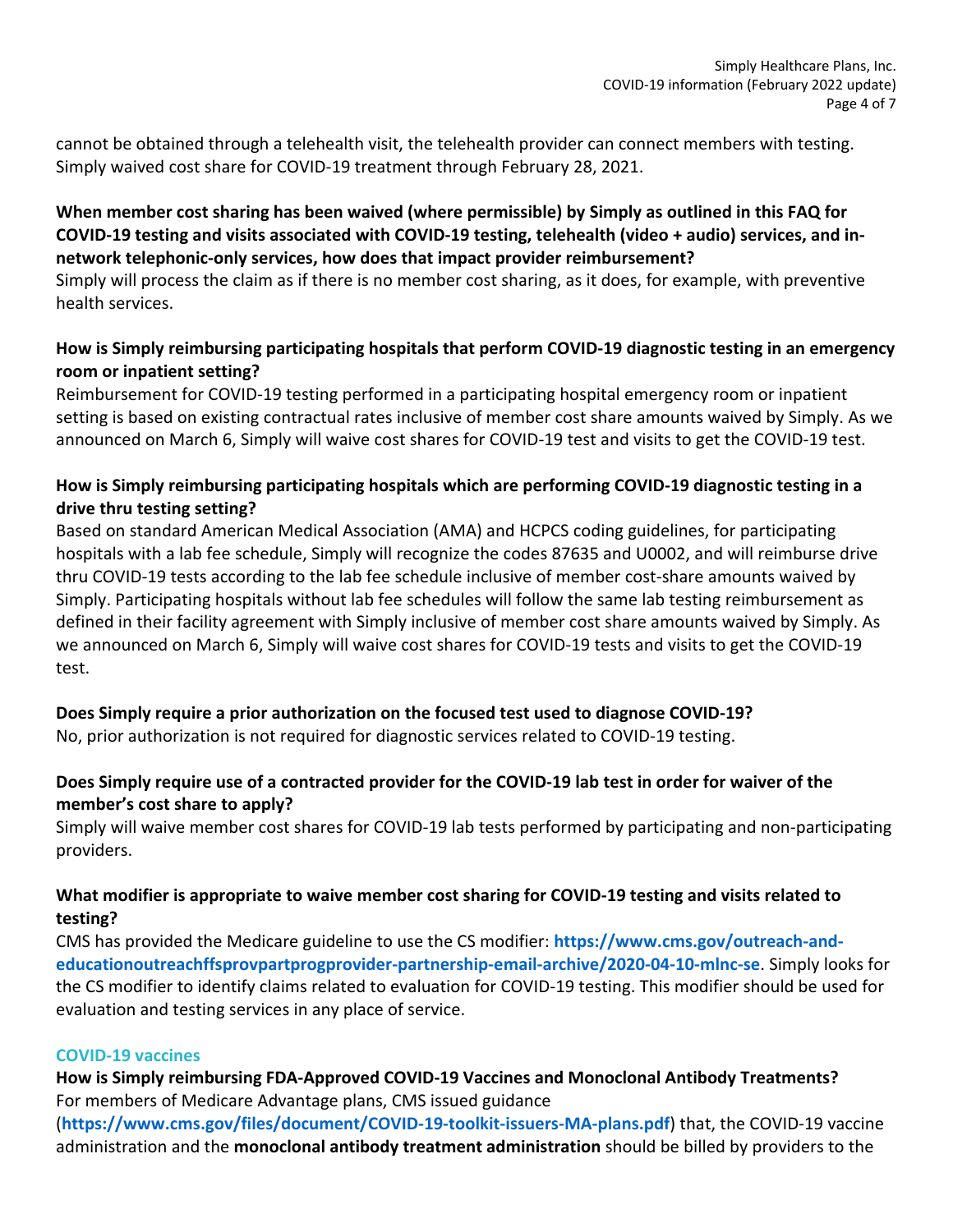cannot be obtained through a telehealth visit, the telehealth provider can connect members with testing. Simply waived cost share for COVID-19 treatment through February 28, 2021.

**When member cost sharing has been waived (where permissible) by Simply as outlined in this FAQ for COVID-19 testing and visits associated with COVID-19 testing, telehealth (video + audio) services, and in-network telephonic-only services, how does that impact provider reimbursement?**
Simply will process the claim as if there is no member cost sharing, as it does, for example, with preventive health services.

**How is Simply reimbursing participating hospitals that perform COVID-19 diagnostic testing in an emergency room or inpatient setting?**
Reimbursement for COVID-19 testing performed in a participating hospital emergency room or inpatient setting is based on existing contractual rates inclusive of member cost share amounts waived by Simply. As we announced on March 6, Simply will waive cost shares for COVID-19 test and visits to get the COVID-19 test.

**How is Simply reimbursing participating hospitals which are performing COVID-19 diagnostic testing in a drive thru testing setting?**
Based on standard American Medical Association (AMA) and HCPCS coding guidelines, for participating hospitals with a lab fee schedule, Simply will recognize the codes 87635 and U0002, and will reimburse drive thru COVID-19 tests according to the lab fee schedule inclusive of member cost-share amounts waived by Simply. Participating hospitals without lab fee schedules will follow the same lab testing reimbursement as defined in their facility agreement with Simply inclusive of member cost share amounts waived by Simply. As we announced on March 6, Simply will waive cost shares for COVID-19 tests and visits to get the COVID-19 test.

**Does Simply require a prior authorization on the focused test used to diagnose COVID-19?**
No, prior authorization is not required for diagnostic services related to COVID-19 testing.

**Does Simply require use of a contracted provider for the COVID-19 lab test in order for waiver of the member's cost share to apply?**
Simply will waive member cost shares for COVID-19 lab tests performed by participating and non-participating providers.

**What modifier is appropriate to waive member cost sharing for COVID-19 testing and visits related to testing?**
CMS has provided the Medicare guideline to use the CS modifier: **https://www.cms.gov/outreach-and-educationoutreachffsprovpartprogprovider-partnership-email-archive/2020-04-10-mlnc-se**. Simply looks for the CS modifier to identify claims related to evaluation for COVID-19 testing. This modifier should be used for evaluation and testing services in any place of service.

## COVID-19 vaccines

**How is Simply reimbursing FDA-Approved COVID-19 Vaccines and Monoclonal Antibody Treatments?**
For members of Medicare Advantage plans, CMS issued guidance (**https://www.cms.gov/files/document/COVID-19-toolkit-issuers-MA-plans.pdf**) that, the COVID-19 vaccine administration and the **monoclonal antibody treatment administration** should be billed by providers to the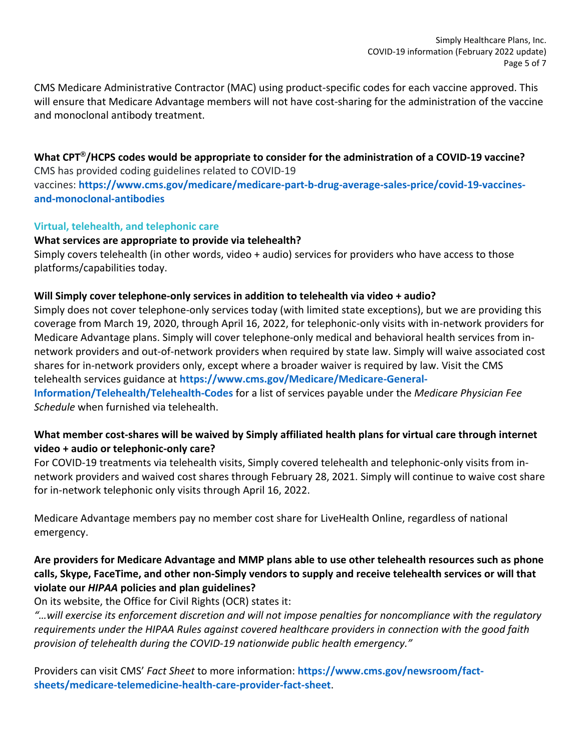CMS Medicare Administrative Contractor (MAC) using product-specific codes for each vaccine approved. This will ensure that Medicare Advantage members will not have cost-sharing for the administration of the vaccine and monoclonal antibody treatment.

**What CPT®/HCPS codes would be appropriate to consider for the administration of a COVID-19 vaccine?**
CMS has provided coding guidelines related to COVID-19 vaccines: **https://www.cms.gov/medicare/medicare-part-b-drug-average-sales-price/covid-19-vaccines-and-monoclonal-antibodies**

## Virtual, telehealth, and telephonic care

**What services are appropriate to provide via telehealth?**
Simply covers telehealth (in other words, video + audio) services for providers who have access to those platforms/capabilities today.

**Will Simply cover telephone-only services in addition to telehealth via video + audio?**
Simply does not cover telephone-only services today (with limited state exceptions), but we are providing this coverage from March 19, 2020, through April 16, 2022, for telephonic-only visits with in-network providers for Medicare Advantage plans. Simply will cover telephone-only medical and behavioral health services from in-network providers and out-of-network providers when required by state law. Simply will waive associated cost shares for in-network providers only, except where a broader waiver is required by law. Visit the CMS telehealth services guidance at **https://www.cms.gov/Medicare/Medicare-General-Information/Telehealth/Telehealth-Codes** for a list of services payable under the *Medicare Physician Fee Schedule* when furnished via telehealth.

**What member cost-shares will be waived by Simply affiliated health plans for virtual care through internet video + audio or telephonic-only care?**
For COVID-19 treatments via telehealth visits, Simply covered telehealth and telephonic-only visits from in-network providers and waived cost shares through February 28, 2021. Simply will continue to waive cost share for in-network telephonic only visits through April 16, 2022.

Medicare Advantage members pay no member cost share for LiveHealth Online, regardless of national emergency.

**Are providers for Medicare Advantage and MMP plans able to use other telehealth resources such as phone calls, Skype, FaceTime, and other non-Simply vendors to supply and receive telehealth services or will that violate our *HIPAA* policies and plan guidelines?**
On its website, the Office for Civil Rights (OCR) states it:
*"…will exercise its enforcement discretion and will not impose penalties for noncompliance with the regulatory requirements under the HIPAA Rules against covered healthcare providers in connection with the good faith provision of telehealth during the COVID-19 nationwide public health emergency."*

Providers can visit CMS' *Fact Sheet* to more information: **https://www.cms.gov/newsroom/fact-sheets/medicare-telemedicine-health-care-provider-fact-sheet**.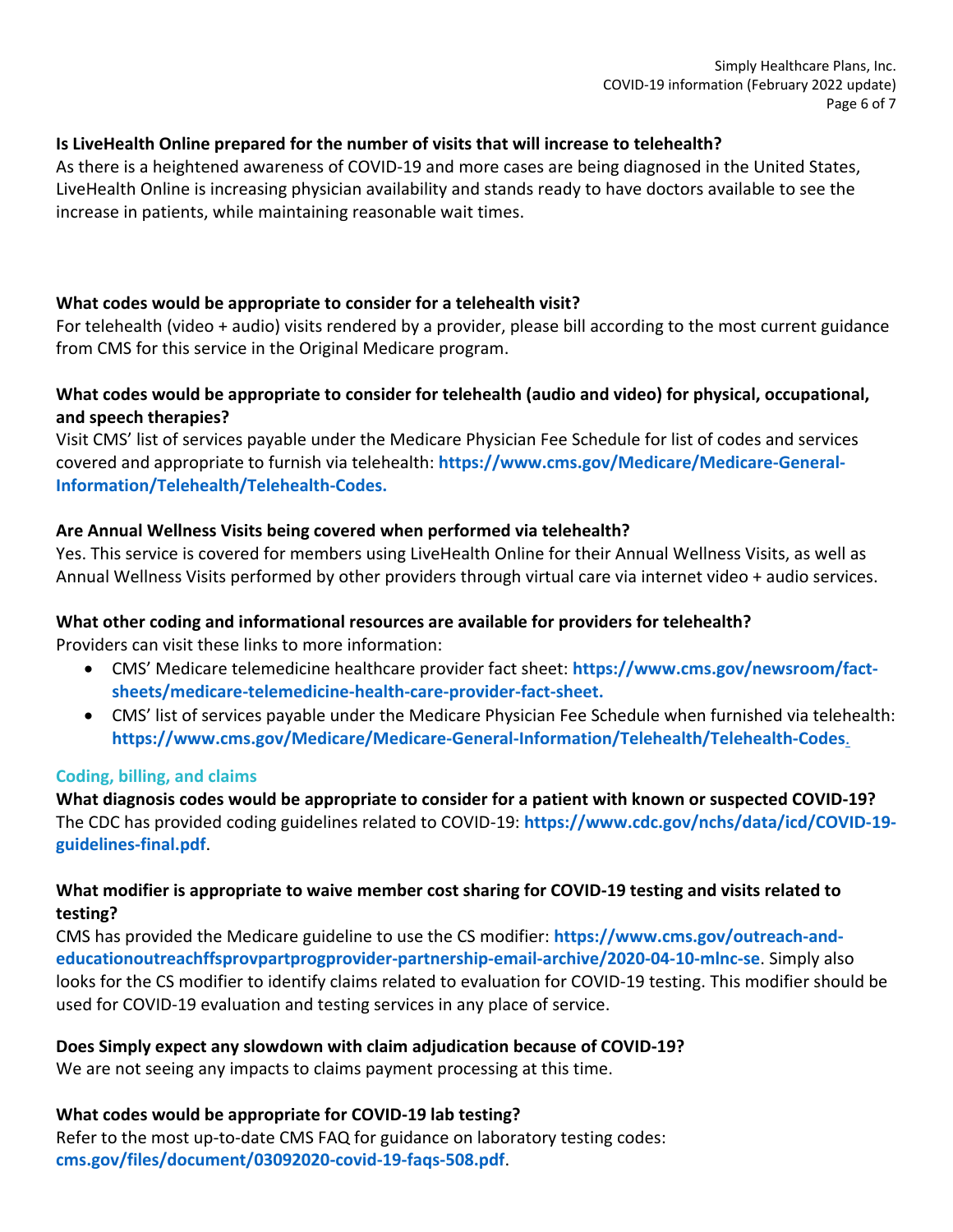**Is LiveHealth Online prepared for the number of visits that will increase to telehealth?**

As there is a heightened awareness of COVID-19 and more cases are being diagnosed in the United States, LiveHealth Online is increasing physician availability and stands ready to have doctors available to see the increase in patients, while maintaining reasonable wait times.

**What codes would be appropriate to consider for a telehealth visit?**

For telehealth (video + audio) visits rendered by a provider, please bill according to the most current guidance from CMS for this service in the Original Medicare program.

**What codes would be appropriate to consider for telehealth (audio and video) for physical, occupational, and speech therapies?**

Visit CMS' list of services payable under the Medicare Physician Fee Schedule for list of codes and services covered and appropriate to furnish via telehealth: **https://www.cms.gov/Medicare/Medicare-General-Information/Telehealth/Telehealth-Codes.**

**Are Annual Wellness Visits being covered when performed via telehealth?**

Yes. This service is covered for members using LiveHealth Online for their Annual Wellness Visits, as well as Annual Wellness Visits performed by other providers through virtual care via internet video + audio services.

**What other coding and informational resources are available for providers for telehealth?**

Providers can visit these links to more information:

- CMS' Medicare telemedicine healthcare provider fact sheet: **https://www.cms.gov/newsroom/fact-sheets/medicare-telemedicine-health-care-provider-fact-sheet.**
- CMS' list of services payable under the Medicare Physician Fee Schedule when furnished via telehealth: **https://www.cms.gov/Medicare/Medicare-General-Information/Telehealth/Telehealth-Codes**.

## Coding, billing, and claims

**What diagnosis codes would be appropriate to consider for a patient with known or suspected COVID-19?**

The CDC has provided coding guidelines related to COVID-19: **https://www.cdc.gov/nchs/data/icd/COVID-19-guidelines-final.pdf**.

**What modifier is appropriate to waive member cost sharing for COVID-19 testing and visits related to testing?**

CMS has provided the Medicare guideline to use the CS modifier: **https://www.cms.gov/outreach-and-educationoutreachffsprovpartprogprovider-partnership-email-archive/2020-04-10-mlnc-se**. Simply also looks for the CS modifier to identify claims related to evaluation for COVID-19 testing. This modifier should be used for COVID-19 evaluation and testing services in any place of service.

**Does Simply expect any slowdown with claim adjudication because of COVID-19?**

We are not seeing any impacts to claims payment processing at this time.

**What codes would be appropriate for COVID-19 lab testing?**

Refer to the most up-to-date CMS FAQ for guidance on laboratory testing codes: **cms.gov/files/document/03092020-covid-19-faqs-508.pdf**.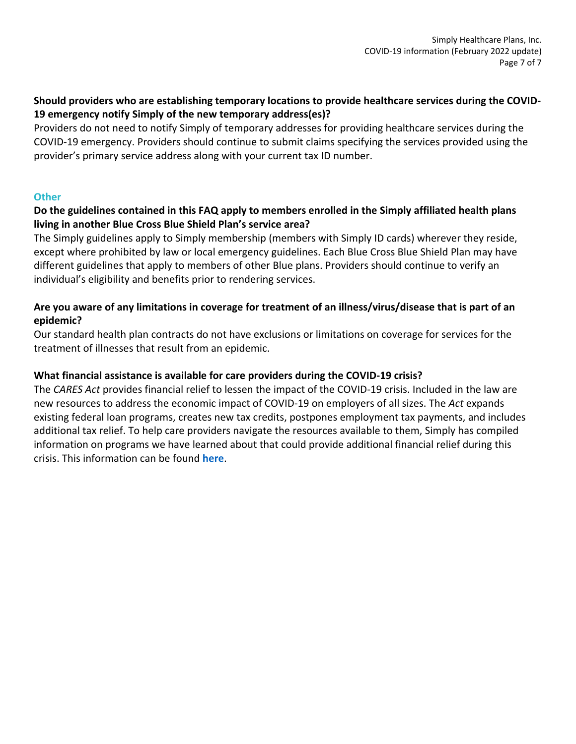**Should providers who are establishing temporary locations to provide healthcare services during the COVID-19 emergency notify Simply of the new temporary address(es)?**

Providers do not need to notify Simply of temporary addresses for providing healthcare services during the COVID-19 emergency. Providers should continue to submit claims specifying the services provided using the provider's primary service address along with your current tax ID number.

## Other

**Do the guidelines contained in this FAQ apply to members enrolled in the Simply affiliated health plans living in another Blue Cross Blue Shield Plan's service area?**

The Simply guidelines apply to Simply membership (members with Simply ID cards) wherever they reside, except where prohibited by law or local emergency guidelines. Each Blue Cross Blue Shield Plan may have different guidelines that apply to members of other Blue plans. Providers should continue to verify an individual's eligibility and benefits prior to rendering services.

**Are you aware of any limitations in coverage for treatment of an illness/virus/disease that is part of an epidemic?**

Our standard health plan contracts do not have exclusions or limitations on coverage for services for the treatment of illnesses that result from an epidemic.

**What financial assistance is available for care providers during the COVID-19 crisis?**

The *CARES Act* provides financial relief to lessen the impact of the COVID-19 crisis. Included in the law are new resources to address the economic impact of COVID-19 on employers of all sizes. The *Act* expands existing federal loan programs, creates new tax credits, postpones employment tax payments, and includes additional tax relief. To help care providers navigate the resources available to them, Simply has compiled information on programs we have learned about that could provide additional financial relief during this crisis. This information can be found **here**.